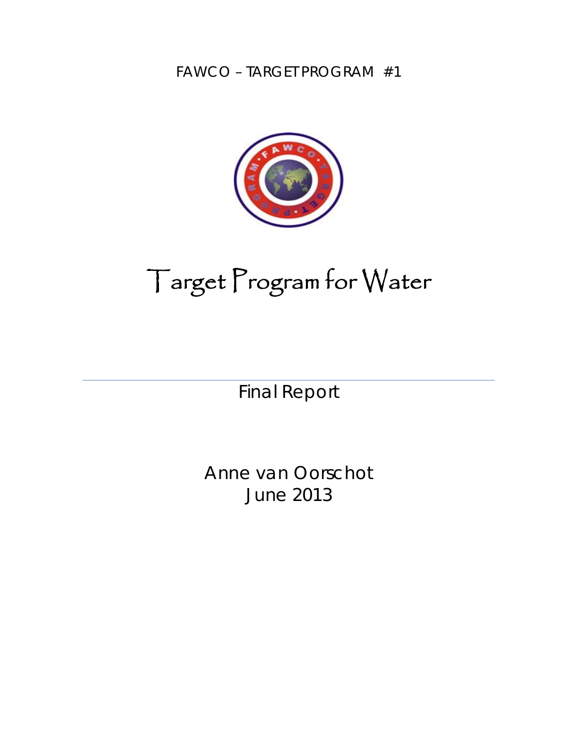FAWCO – TARGET PROGRAM #1

# Target Program for Water

Final Report

Anne van Oorschot
June 2013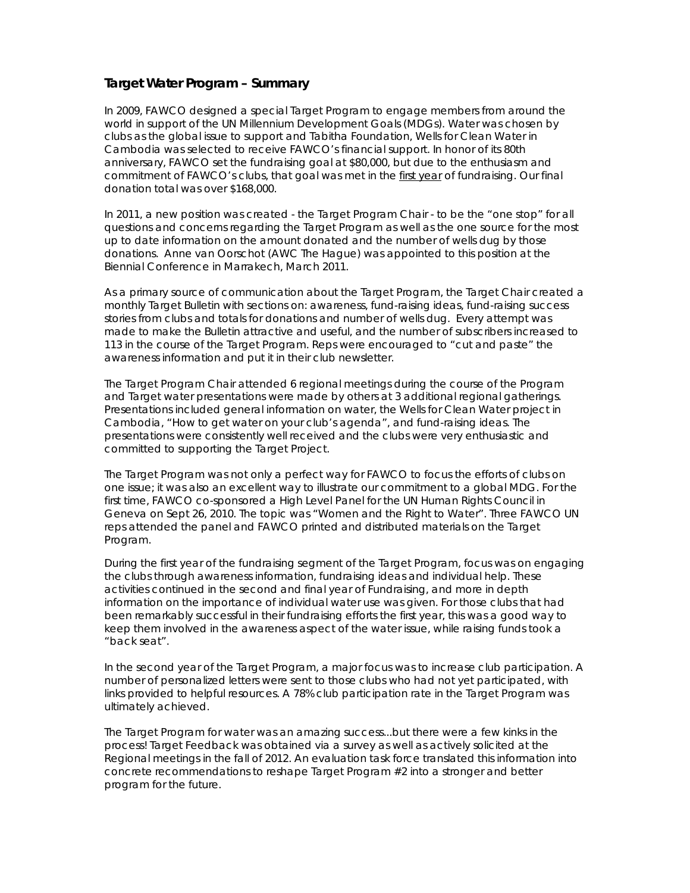## Target Water Program – Summary

In 2009, FAWCO designed a special Target Program to engage members from around the world in support of the UN Millennium Development Goals (MDGs). Water was chosen by clubs as the global issue to support and Tabitha Foundation, Wells for Clean Water in Cambodia was selected to receive FAWCO's financial support. In honor of its 80th anniversary, FAWCO set the fundraising goal at $80,000, but due to the enthusiasm and commitment of FAWCO's clubs, that goal was met in the <u>first year</u> of fundraising. Our final donation total was over $168,000.

In 2011, a new position was created - the Target Program Chair - to be the "one stop" for all questions and concerns regarding the Target Program as well as the one source for the most up to date information on the amount donated and the number of wells dug by those donations. Anne van Oorschot (AWC The Hague) was appointed to this position at the Biennial Conference in Marrakech, March 2011.

As a primary source of communication about the Target Program, the Target Chair created a monthly Target Bulletin with sections on: awareness, fund-raising ideas, fund-raising success stories from clubs and totals for donations and number of wells dug. Every attempt was made to make the Bulletin attractive and useful, and the number of subscribers increased to 113 in the course of the Target Program. Reps were encouraged to "cut and paste" the awareness information and put it in their club newsletter.

The Target Program Chair attended 6 regional meetings during the course of the Program and Target water presentations were made by others at 3 additional regional gatherings. Presentations included general information on water, the Wells for Clean Water project in Cambodia, "How to get water on your club's agenda", and fund-raising ideas. The presentations were consistently well received and the clubs were very enthusiastic and committed to supporting the Target Project.

The Target Program was not only a perfect way for FAWCO to focus the efforts of clubs on one issue; it was also an excellent way to illustrate our commitment to a global MDG. For the first time, FAWCO co-sponsored a High Level Panel for the UN Human Rights Council in Geneva on Sept 26, 2010. The topic was "Women and the Right to Water". Three FAWCO UN reps attended the panel and FAWCO printed and distributed materials on the Target Program.

During the first year of the fundraising segment of the Target Program, focus was on engaging the clubs through awareness information, fundraising ideas and individual help. These activities continued in the second and final year of Fundraising, and more in depth information on the importance of individual water use was given. For those clubs that had been remarkably successful in their fundraising efforts the first year, this was a good way to keep them involved in the awareness aspect of the water issue, while raising funds took a "back seat".

In the second year of the Target Program, a major focus was to increase club participation. A number of personalized letters were sent to those clubs who had not yet participated, with links provided to helpful resources. A 78% club participation rate in the Target Program was ultimately achieved.

The Target Program for water was an amazing success...but there were a few kinks in the process! Target Feedback was obtained via a survey as well as actively solicited at the Regional meetings in the fall of 2012. An evaluation task force translated this information into concrete recommendations to reshape Target Program #2 into a stronger and better program for the future.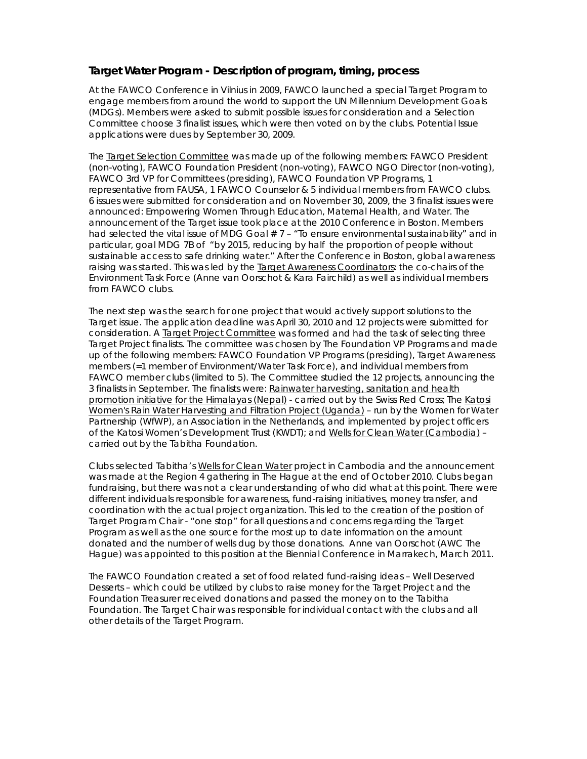## Target Water Program - Description of program, timing, process

At the FAWCO Conference in Vilnius in 2009, FAWCO launched a special Target Program to engage members from around the world to support the UN Millennium Development Goals (MDGs). Members were asked to submit possible issues for consideration and a Selection Committee choose 3 finalist issues, which were then voted on by the clubs. Potential Issue applications were dues by September 30, 2009.

The Target Selection Committee was made up of the following members: FAWCO President (non-voting), FAWCO Foundation President (non-voting), FAWCO NGO Director (non-voting), FAWCO 3rd VP for Committees (presiding), FAWCO Foundation VP Programs, 1 representative from FAUSA, 1 FAWCO Counselor & 5 individual members from FAWCO clubs. 6 issues were submitted for consideration and on November 30, 2009, the 3 finalist issues were announced: Empowering Women Through Education, Maternal Health, and Water. The announcement of the Target issue took place at the 2010 Conference in Boston. Members had selected the vital issue of MDG Goal # 7 – "To ensure environmental sustainability" and in particular, goal MDG 7B of "by 2015, reducing by half the proportion of people without sustainable access to safe drinking water." After the Conference in Boston, global awareness raising was started. This was led by the Target Awareness Coordinators: the co-chairs of the Environment Task Force (Anne van Oorschot & Kara Fairchild) as well as individual members from FAWCO clubs.

The next step was the search for one project that would actively support solutions to the Target issue. The application deadline was April 30, 2010 and 12 projects were submitted for consideration. A Target Project Committee was formed and had the task of selecting three Target Project finalists. The committee was chosen by The Foundation VP Programs and made up of the following members: FAWCO Foundation VP Programs (presiding), Target Awareness members (=1 member of Environment/Water Task Force), and individual members from FAWCO member clubs (limited to 5). The Committee studied the 12 projects, announcing the 3 finalists in September. The finalists were: Rainwater harvesting, sanitation and health promotion initiative for the Himalayas (Nepal) - carried out by the Swiss Red Cross; The Katosi Women's Rain Water Harvesting and Filtration Project (Uganda) – run by the Women for Water Partnership (WfWP), an Association in the Netherlands, and implemented by project officers of the Katosi Women's Development Trust (KWDT); and Wells for Clean Water (Cambodia) – carried out by the Tabitha Foundation.

Clubs selected Tabitha's Wells for Clean Water project in Cambodia and the announcement was made at the Region 4 gathering in The Hague at the end of October 2010. Clubs began fundraising, but there was not a clear understanding of who did what at this point. There were different individuals responsible for awareness, fund-raising initiatives, money transfer, and coordination with the actual project organization. This led to the creation of the position of Target Program Chair - "one stop" for all questions and concerns regarding the Target Program as well as the one source for the most up to date information on the amount donated and the number of wells dug by those donations. Anne van Oorschot (AWC The Hague) was appointed to this position at the Biennial Conference in Marrakech, March 2011.

The FAWCO Foundation created a set of food related fund-raising ideas – Well Deserved Desserts – which could be utilized by clubs to raise money for the Target Project and the Foundation Treasurer received donations and passed the money on to the Tabitha Foundation. The Target Chair was responsible for individual contact with the clubs and all other details of the Target Program.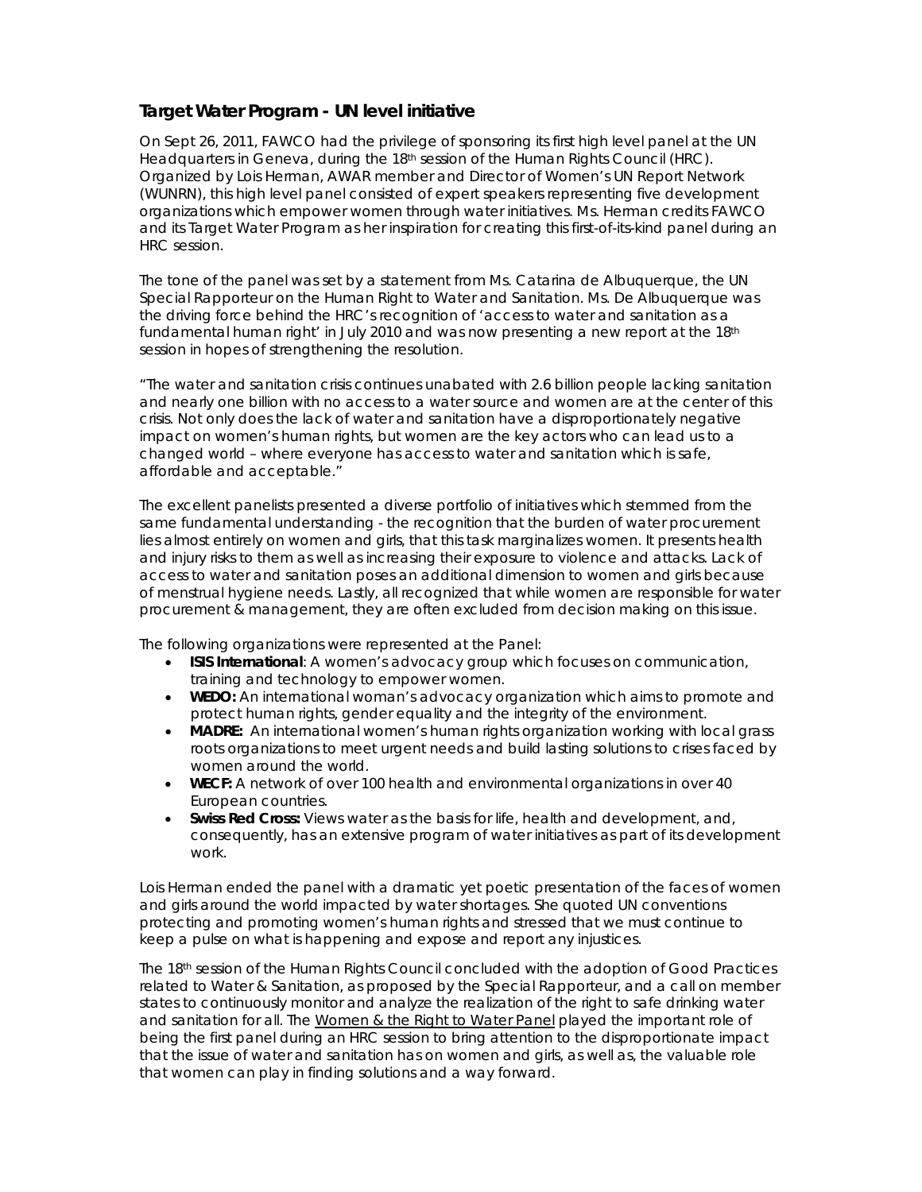### Target Water Program - UN level initiative

On Sept 26, 2011, FAWCO had the privilege of sponsoring its first high level panel at the UN Headquarters in Geneva, during the 18th session of the Human Rights Council (HRC). Organized by Lois Herman, AWAR member and Director of Women's UN Report Network (WUNRN), this high level panel consisted of expert speakers representing five development organizations which empower women through water initiatives. Ms. Herman credits FAWCO and its Target Water Program as her inspiration for creating this first-of-its-kind panel during an HRC session.

The tone of the panel was set by a statement from Ms. Catarina de Albuquerque, the UN Special Rapporteur on the Human Right to Water and Sanitation. Ms. De Albuquerque was the driving force behind the HRC's recognition of 'access to water and sanitation as a fundamental human right' in July 2010 and was now presenting a new report at the 18th session in hopes of strengthening the resolution.

"The water and sanitation crisis continues unabated with 2.6 billion people lacking sanitation and nearly one billion with no access to a water source and women are at the center of this crisis. Not only does the lack of water and sanitation have a disproportionately negative impact on women's human rights, but women are the key actors who can lead us to a changed world – where everyone has access to water and sanitation which is safe, affordable and acceptable."

The excellent panelists presented a diverse portfolio of initiatives which stemmed from the same fundamental understanding - the recognition that the burden of water procurement lies almost entirely on women and girls, that this task marginalizes women. It presents health and injury risks to them as well as increasing their exposure to violence and attacks. Lack of access to water and sanitation poses an additional dimension to women and girls because of menstrual hygiene needs. Lastly, all recognized that while women are responsible for water procurement & management, they are often excluded from decision making on this issue.

The following organizations were represented at the Panel:

- **ISIS International**: A women's advocacy group which focuses on communication, training and technology to empower women.
- **WEDO:** An international woman's advocacy organization which aims to promote and protect human rights, gender equality and the integrity of the environment.
- **MADRE:** An international women's human rights organization working with local grass roots organizations to meet urgent needs and build lasting solutions to crises faced by women around the world.
- **WECF:** A network of over 100 health and environmental organizations in over 40 European countries.
- **Swiss Red Cross:** Views water as the basis for life, health and development, and, consequently, has an extensive program of water initiatives as part of its development work.

Lois Herman ended the panel with a dramatic yet poetic presentation of the faces of women and girls around the world impacted by water shortages. She quoted UN conventions protecting and promoting women's human rights and stressed that we must continue to keep a pulse on what is happening and expose and report any injustices.

The 18th session of the Human Rights Council concluded with the adoption of Good Practices related to Water & Sanitation, as proposed by the Special Rapporteur, and a call on member states to continuously monitor and analyze the realization of the right to safe drinking water and sanitation for all. The Women & the Right to Water Panel played the important role of being the first panel during an HRC session to bring attention to the disproportionate impact that the issue of water and sanitation has on women and girls, as well as, the valuable role that women can play in finding solutions and a way forward.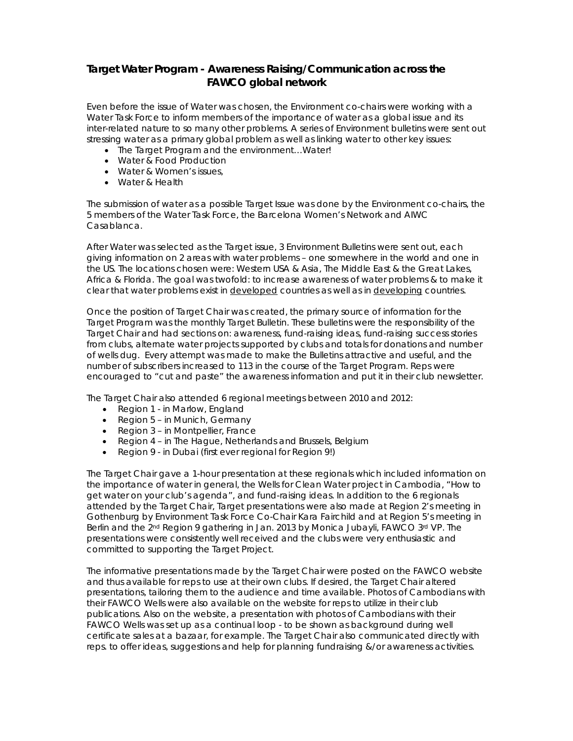## Target Water Program - Awareness Raising/Communication across the FAWCO global network

Even before the issue of Water was chosen, the Environment co-chairs were working with a Water Task Force to inform members of the importance of water as a global issue and its inter-related nature to so many other problems. A series of Environment bulletins were sent out stressing water as a primary global problem as well as linking water to other key issues:

- The Target Program and the environment…Water!
- Water & Food Production
- Water & Women's issues,
- Water & Health

The submission of water as a possible Target Issue was done by the Environment co-chairs, the 5 members of the Water Task Force, the Barcelona Women's Network and AIWC Casablanca.

After Water was selected as the Target issue, 3 Environment Bulletins were sent out, each giving information on 2 areas with water problems – one somewhere in the world and one in the US. The locations chosen were: Western USA & Asia, The Middle East & the Great Lakes, Africa & Florida. The goal was twofold: to increase awareness of water problems & to make it clear that water problems exist in <u>developed</u> countries as well as in <u>developing</u> countries.

Once the position of Target Chair was created, the primary source of information for the Target Program was the monthly Target Bulletin. These bulletins were the responsibility of the Target Chair and had sections on: awareness, fund-raising ideas, fund-raising success stories from clubs, alternate water projects supported by clubs and totals for donations and number of wells dug. Every attempt was made to make the Bulletins attractive and useful, and the number of subscribers increased to 113 in the course of the Target Program. Reps were encouraged to "cut and paste" the awareness information and put it in their club newsletter.

The Target Chair also attended 6 regional meetings between 2010 and 2012:

- Region 1 - in Marlow, England
- Region 5 – in Munich, Germany
- Region 3 – in Montpellier, France
- Region 4 – in The Hague, Netherlands and Brussels, Belgium
- Region 9 - in Dubai (first ever regional for Region 9!)

The Target Chair gave a 1-hour presentation at these regionals which included information on the importance of water in general, the Wells for Clean Water project in Cambodia, "How to get water on your club's agenda", and fund-raising ideas. In addition to the 6 regionals attended by the Target Chair, Target presentations were also made at Region 2's meeting in Gothenburg by Environment Task Force Co-Chair Kara Fairchild and at Region 5's meeting in Berlin and the 2nd Region 9 gathering in Jan. 2013 by Monica Jubayli, FAWCO 3rd VP. The presentations were consistently well received and the clubs were very enthusiastic and committed to supporting the Target Project.

The informative presentations made by the Target Chair were posted on the FAWCO website and thus available for reps to use at their own clubs. If desired, the Target Chair altered presentations, tailoring them to the audience and time available. Photos of Cambodians with their FAWCO Wells were also available on the website for reps to utilize in their club publications. Also on the website, a presentation with photos of Cambodians with their FAWCO Wells was set up as a continual loop - to be shown as background during well certificate sales at a bazaar, for example. The Target Chair also communicated directly with reps. to offer ideas, suggestions and help for planning fundraising &/or awareness activities.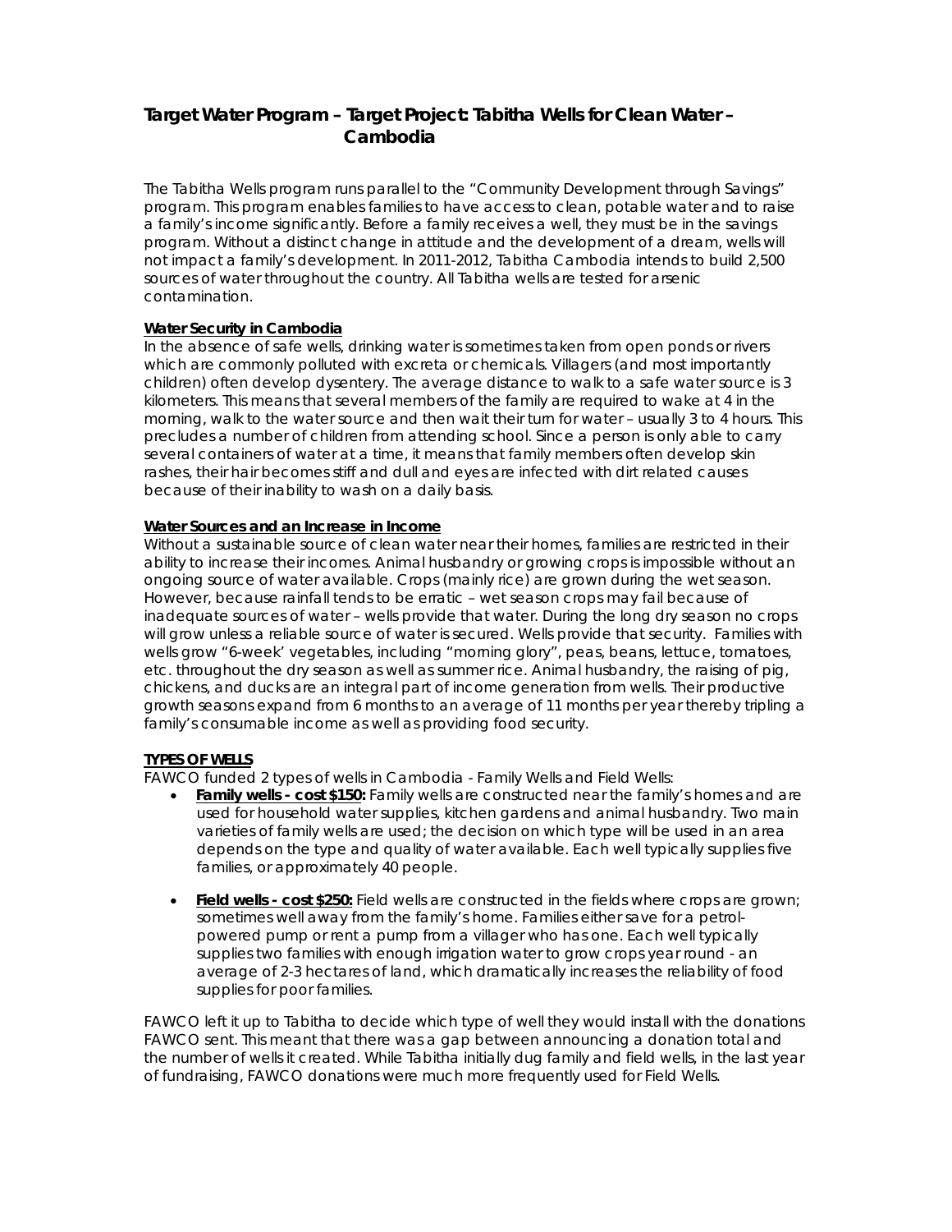## Target Water Program – Target Project: Tabitha Wells for Clean Water – Cambodia

The Tabitha Wells program runs parallel to the "Community Development through Savings" program. This program enables families to have access to clean, potable water and to raise a family's income significantly. Before a family receives a well, they must be in the savings program. Without a distinct change in attitude and the development of a dream, wells will not impact a family's development. In 2011-2012, Tabitha Cambodia intends to build 2,500 sources of water throughout the country. All Tabitha wells are tested for arsenic contamination.

**Water Security in Cambodia**

In the absence of safe wells, drinking water is sometimes taken from open ponds or rivers which are commonly polluted with excreta or chemicals. Villagers (and most importantly children) often develop dysentery. The average distance to walk to a safe water source is 3 kilometers. This means that several members of the family are required to wake at 4 in the morning, walk to the water source and then wait their turn for water – usually 3 to 4 hours. This precludes a number of children from attending school. Since a person is only able to carry several containers of water at a time, it means that family members often develop skin rashes, their hair becomes stiff and dull and eyes are infected with dirt related causes because of their inability to wash on a daily basis.

**Water Sources and an Increase in Income**

Without a sustainable source of clean water near their homes, families are restricted in their ability to increase their incomes. Animal husbandry or growing crops is impossible without an ongoing source of water available. Crops (mainly rice) are grown during the wet season. However, because rainfall tends to be erratic – wet season crops may fail because of inadequate sources of water – wells provide that water. During the long dry season no crops will grow unless a reliable source of water is secured. Wells provide that security. Families with wells grow "6-week' vegetables, including "morning glory", peas, beans, lettuce, tomatoes, etc. throughout the dry season as well as summer rice. Animal husbandry, the raising of pig, chickens, and ducks are an integral part of income generation from wells. Their productive growth seasons expand from 6 months to an average of 11 months per year thereby tripling a family's consumable income as well as providing food security.

**TYPES OF WELLS**

FAWCO funded 2 types of wells in Cambodia - Family Wells and Field Wells:

- **Family wells - cost $150:** Family wells are constructed near the family's homes and are used for household water supplies, kitchen gardens and animal husbandry. Two main varieties of family wells are used; the decision on which type will be used in an area depends on the type and quality of water available. Each well typically supplies five families, or approximately 40 people.

- **Field wells - cost $250:** Field wells are constructed in the fields where crops are grown; sometimes well away from the family's home. Families either save for a petrol-powered pump or rent a pump from a villager who has one. Each well typically supplies two families with enough irrigation water to grow crops year round - an average of 2-3 hectares of land, which dramatically increases the reliability of food supplies for poor families.

FAWCO left it up to Tabitha to decide which type of well they would install with the donations FAWCO sent. This meant that there was a gap between announcing a donation total and the number of wells it created. While Tabitha initially dug family and field wells, in the last year of fundraising, FAWCO donations were much more frequently used for Field Wells.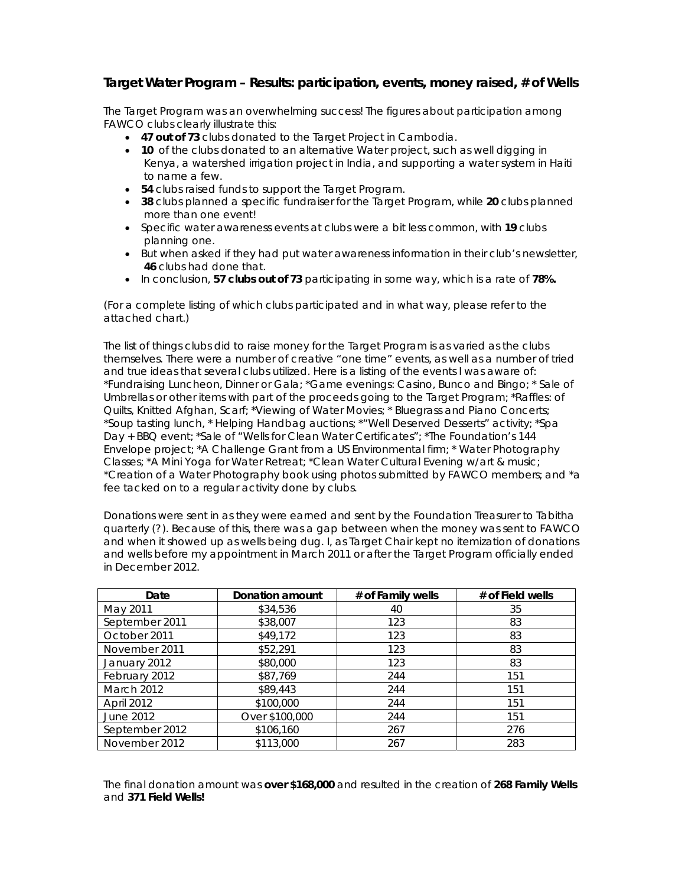### Target Water Program – Results: participation, events, money raised, # of Wells

The Target Program was an overwhelming success! The figures about participation among FAWCO clubs clearly illustrate this:

- **47 out of 73** clubs donated to the Target Project in Cambodia.
- **10** of the clubs donated to an alternative Water project, such as well digging in Kenya, a watershed irrigation project in India, and supporting a water system in Haiti to name a few.
- **54** clubs raised funds to support the Target Program.
- **38** clubs planned a specific fundraiser for the Target Program, while **20** clubs planned more than one event!
- Specific water awareness events at clubs were a bit less common, with **19** clubs planning one.
- But when asked if they had put water awareness information in their club's newsletter, **46** clubs had done that.
- In conclusion, **57 clubs out of 73** participating in some way, which is a rate of **78%.**

(For a complete listing of which clubs participated and in what way, please refer to the attached chart.)

The list of things clubs did to raise money for the Target Program is as varied as the clubs themselves. There were a number of creative "one time" events, as well as a number of tried and true ideas that several clubs utilized. Here is a listing of the events I was aware of: *Fundraising Luncheon, Dinner or Gala; *Game evenings: Casino, Bunco and Bingo; * Sale of Umbrellas or other items with part of the proceeds going to the Target Program; *Raffles: of Quilts, Knitted Afghan, Scarf; *Viewing of Water Movies; * Bluegrass and Piano Concerts; *Soup tasting lunch, * Helping Handbag auctions; *"Well Deserved Desserts" activity; *Spa Day + BBQ event; *Sale of "Wells for Clean Water Certificates"; *The Foundation's 144 Envelope project; *A Challenge Grant from a US Environmental firm; * Water Photography Classes; *A Mini Yoga for Water Retreat; *Clean Water Cultural Evening w/art & music; *Creation of a Water Photography book using photos submitted by FAWCO members; and *a fee tacked on to a regular activity done by clubs.

Donations were sent in as they were earned and sent by the Foundation Treasurer to Tabitha quarterly (?). Because of this, there was a gap between when the money was sent to FAWCO and when it showed up as wells being dug. I, as Target Chair kept no itemization of donations and wells before my appointment in March 2011 or after the Target Program officially ended in December 2012.

| Date | Donation amount | # of Family wells | # of Field wells |
|---|---|---|---|
| May 2011 | $34,536 | 40 | 35 |
| September 2011 | $38,007 | 123 | 83 |
| October 2011 | $49,172 | 123 | 83 |
| November 2011 | $52,291 | 123 | 83 |
| January 2012 | $80,000 | 123 | 83 |
| February 2012 | $87,769 | 244 | 151 |
| March 2012 | $89,443 | 244 | 151 |
| April 2012 | $100,000 | 244 | 151 |
| June 2012 | Over $100,000 | 244 | 151 |
| September 2012 | $106,160 | 267 | 276 |
| November 2012 | $113,000 | 267 | 283 |

The final donation amount was **over $168,000** and resulted in the creation of **268 Family Wells** and **371 Field Wells!**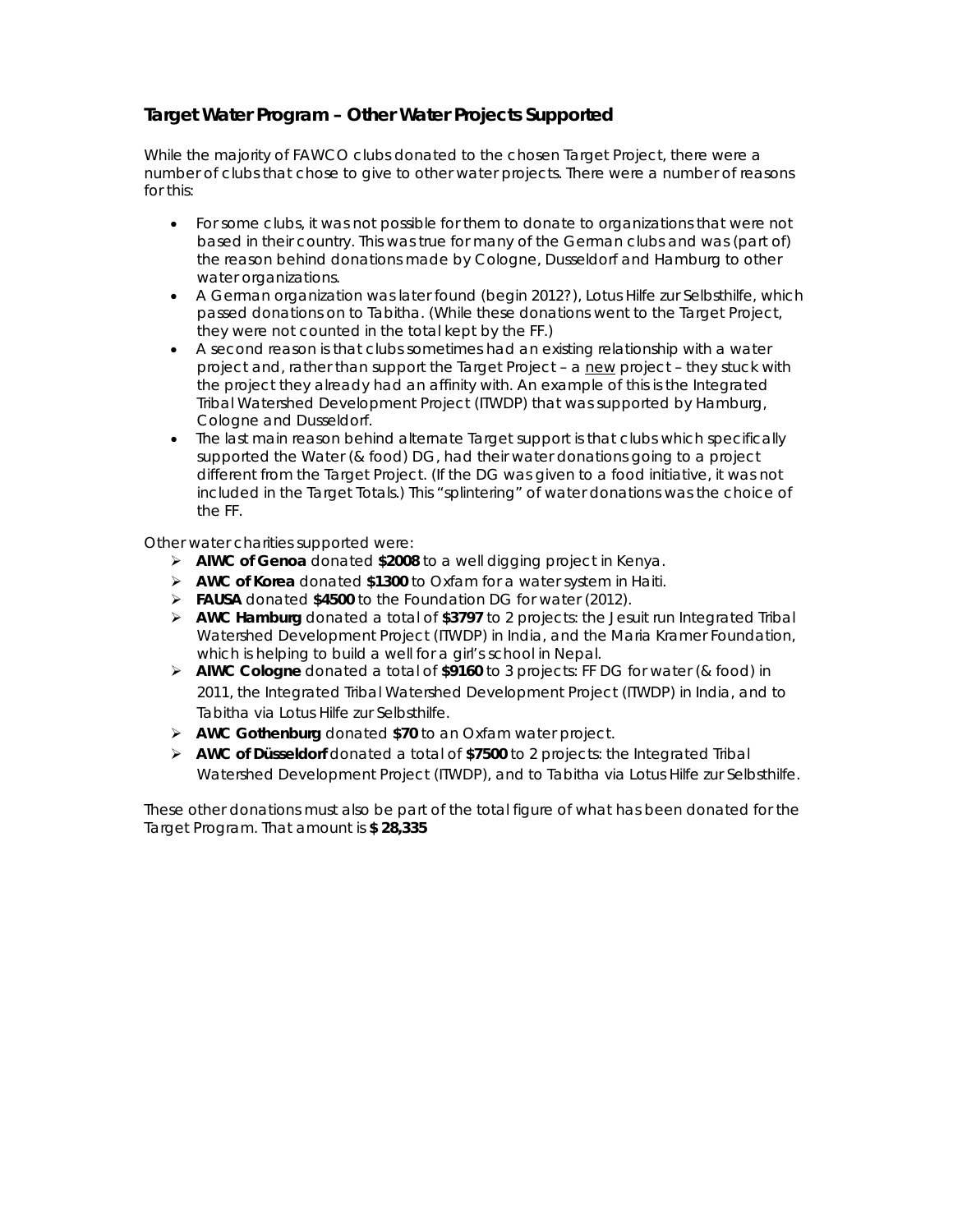### Target Water Program – Other Water Projects Supported

While the majority of FAWCO clubs donated to the chosen Target Project, there were a number of clubs that chose to give to other water projects. There were a number of reasons for this:

- For some clubs, it was not possible for them to donate to organizations that were not based in their country. This was true for many of the German clubs and was (part of) the reason behind donations made by Cologne, Dusseldorf and Hamburg to other water organizations.
- A German organization was later found (begin 2012?), Lotus Hilfe zur Selbsthilfe, which passed donations on to Tabitha. (While these donations went to the Target Project, they were not counted in the total kept by the FF.)
- A second reason is that clubs sometimes had an existing relationship with a water project and, rather than support the Target Project – a new project – they stuck with the project they already had an affinity with. An example of this is the Integrated Tribal Watershed Development Project (ITWDP) that was supported by Hamburg, Cologne and Dusseldorf.
- The last main reason behind alternate Target support is that clubs which specifically supported the Water (& food) DG, had their water donations going to a project different from the Target Project. (If the DG was given to a food initiative, it was not included in the Target Totals.) This "splintering" of water donations was the choice of the FF.

Other water charities supported were:

- **AIWC of Genoa** donated **$2008** to a well digging project in Kenya.
- **AWC of Korea** donated **$1300** to Oxfam for a water system in Haiti.
- **FAUSA** donated **$4500** to the Foundation DG for water (2012).
- **AWC Hamburg** donated a total of **$3797** to 2 projects: the Jesuit run Integrated Tribal Watershed Development Project (ITWDP) in India, and the Maria Kramer Foundation, which is helping to build a well for a girl's school in Nepal.
- **AIWC Cologne** donated a total of **$9160** to 3 projects: FF DG for water (& food) in 2011, the Integrated Tribal Watershed Development Project (ITWDP) in India, and to Tabitha via Lotus Hilfe zur Selbsthilfe.
- **AWC Gothenburg** donated **$70** to an Oxfam water project.
- **AWC of Düsseldorf** donated a total of **$7500** to 2 projects: the Integrated Tribal Watershed Development Project (ITWDP), and to Tabitha via Lotus Hilfe zur Selbsthilfe.

These other donations must also be part of the total figure of what has been donated for the Target Program. That amount is **$ 28,335**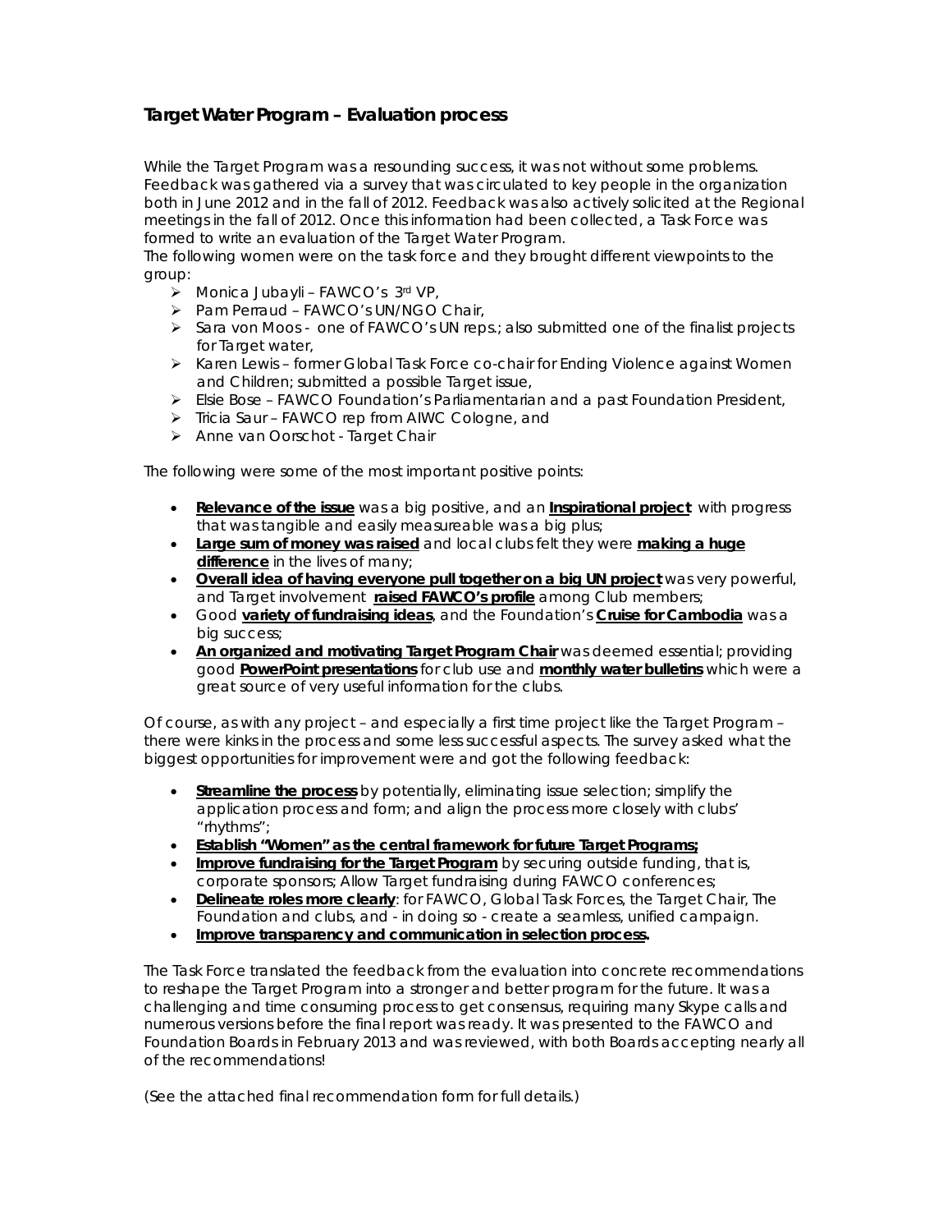## Target Water Program – Evaluation process

While the Target Program was a resounding success, it was not without some problems. Feedback was gathered via a survey that was circulated to key people in the organization both in June 2012 and in the fall of 2012. Feedback was also actively solicited at the Regional meetings in the fall of 2012. Once this information had been collected, a Task Force was formed to write an evaluation of the Target Water Program.
The following women were on the task force and they brought different viewpoints to the group:

- Monica Jubayli – FAWCO's 3rd VP,
- Pam Perraud – FAWCO's UN/NGO Chair,
- Sara von Moos - one of FAWCO's UN reps.; also submitted one of the finalist projects for Target water,
- Karen Lewis – former Global Task Force co-chair for Ending Violence against Women and Children; submitted a possible Target issue,
- Elsie Bose – FAWCO Foundation's Parliamentarian and a past Foundation President,
- Tricia Saur – FAWCO rep from AIWC Cologne, and
- Anne van Oorschot - Target Chair

The following were some of the most important positive points:

- **Relevance of the issue** was a big positive, and an **Inspirational project** with progress that was tangible and easily measureable was a big plus;
- **Large sum of money was raised** and local clubs felt they were **making a huge difference** in the lives of many;
- **Overall idea of having everyone pull together on a big UN project** was very powerful, and Target involvement **raised FAWCO's profile** among Club members;
- Good **variety of fundraising ideas**, and the Foundation's **Cruise for Cambodia** was a big success;
- **An organized and motivating Target Program Chair** was deemed essential; providing good **PowerPoint presentations** for club use and **monthly water bulletins** which were a great source of very useful information for the clubs.

Of course, as with any project – and especially a first time project like the Target Program – there were kinks in the process and some less successful aspects. The survey asked what the biggest opportunities for improvement were and got the following feedback:

- **Streamline the process** by potentially, eliminating issue selection; simplify the application process and form; and align the process more closely with clubs' "rhythms";
- **Establish "Women" as the central framework for future Target Programs;**
- **Improve fundraising for the Target Program** by securing outside funding, that is, corporate sponsors; Allow Target fundraising during FAWCO conferences;
- **Delineate roles more clearly**: for FAWCO, Global Task Forces, the Target Chair, The Foundation and clubs, and - in doing so - create a seamless, unified campaign.
- **Improve transparency and communication in selection process.**

The Task Force translated the feedback from the evaluation into concrete recommendations to reshape the Target Program into a stronger and better program for the future. It was a challenging and time consuming process to get consensus, requiring many Skype calls and numerous versions before the final report was ready. It was presented to the FAWCO and Foundation Boards in February 2013 and was reviewed, with both Boards accepting nearly all of the recommendations!

(See the attached final recommendation form for full details.)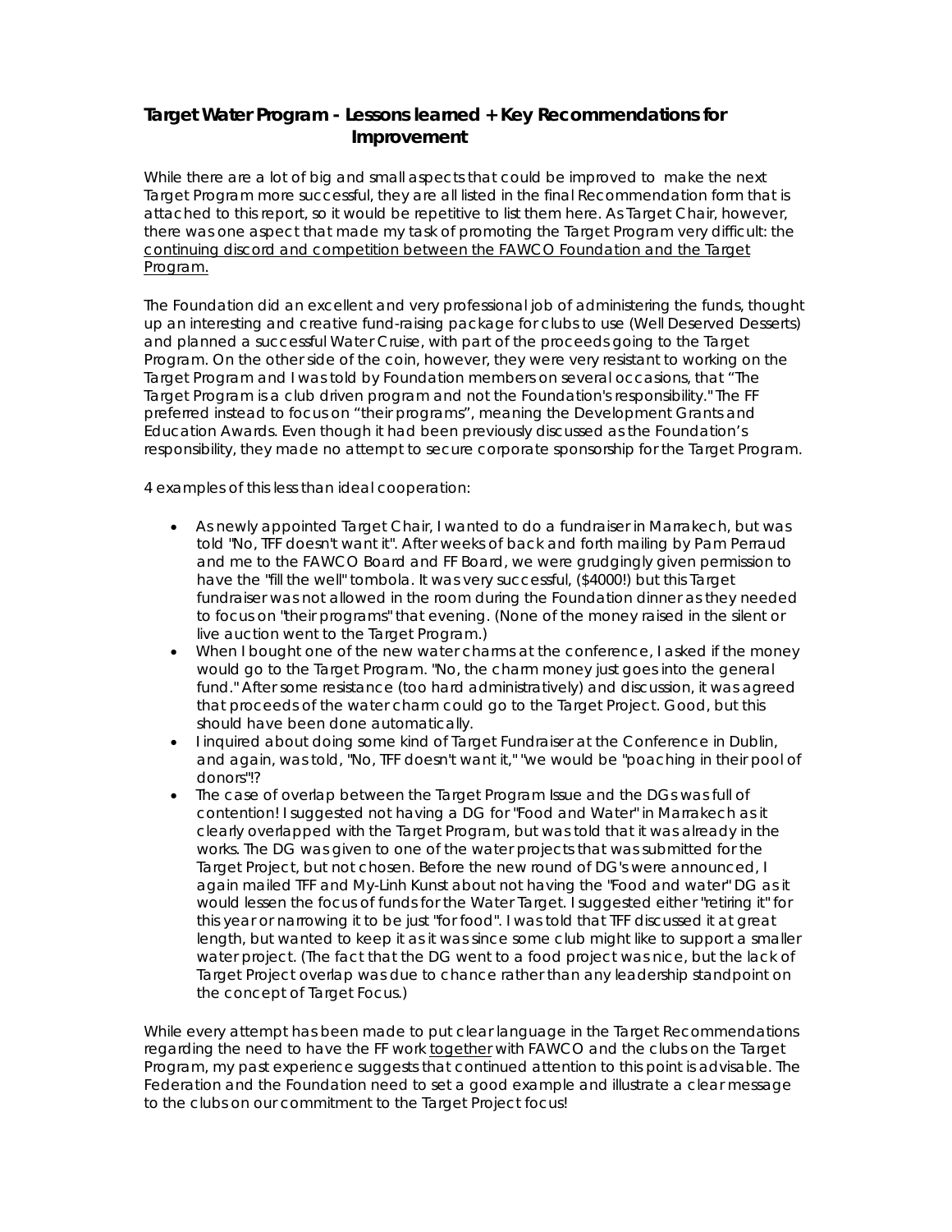## Target Water Program - Lessons learned + Key Recommendations for Improvement

While there are a lot of big and small aspects that could be improved to make the next Target Program more successful, they are all listed in the final Recommendation form that is attached to this report, so it would be repetitive to list them here. As Target Chair, however, there was one aspect that made my task of promoting the Target Program very difficult: the <u>continuing discord and competition between the FAWCO Foundation and the Target Program.</u>

The Foundation did an excellent and very professional job of administering the funds, thought up an interesting and creative fund-raising package for clubs to use (Well Deserved Desserts) and planned a successful Water Cruise, with part of the proceeds going to the Target Program. On the other side of the coin, however, they were very resistant to working on the Target Program and I was told by Foundation members on several occasions, that "The Target Program is a club driven program and not the Foundation's responsibility." The FF preferred instead to focus on "their programs", meaning the Development Grants and Education Awards. Even though it had been previously discussed as the Foundation's responsibility, they made no attempt to secure corporate sponsorship for the Target Program.

4 examples of this less than ideal cooperation:

- As newly appointed Target Chair, I wanted to do a fundraiser in Marrakech, but was told "No, TFF doesn't want it". After weeks of back and forth mailing by Pam Perraud and me to the FAWCO Board and FF Board, we were grudgingly given permission to have the "fill the well" tombola. It was very successful, ($4000!) but this Target fundraiser was not allowed in the room during the Foundation dinner as they needed to focus on "their programs" that evening. (None of the money raised in the silent or live auction went to the Target Program.)
- When I bought one of the new water charms at the conference, I asked if the money would go to the Target Program. "No, the charm money just goes into the general fund." After some resistance (too hard administratively) and discussion, it was agreed that proceeds of the water charm could go to the Target Project. Good, but this should have been done automatically.
- I inquired about doing some kind of Target Fundraiser at the Conference in Dublin, and again, was told, "No, TFF doesn't want it," "we would be "poaching in their pool of donors"!?
- The case of overlap between the Target Program Issue and the DGs was full of contention! I suggested not having a DG for "Food and Water" in Marrakech as it clearly overlapped with the Target Program, but was told that it was already in the works. The DG was given to one of the water projects that was submitted for the Target Project, but not chosen. Before the new round of DG's were announced, I again mailed TFF and My-Linh Kunst about not having the "Food and water" DG as it would lessen the focus of funds for the Water Target. I suggested either "retiring it" for this year or narrowing it to be just "for food". I was told that TFF discussed it at great length, but wanted to keep it as it was since some club might like to support a smaller water project. (The fact that the DG went to a food project was nice, but the lack of Target Project overlap was due to chance rather than any leadership standpoint on the concept of Target Focus.)

While every attempt has been made to put clear language in the Target Recommendations regarding the need to have the FF work <u>together</u> with FAWCO and the clubs on the Target Program, my past experience suggests that continued attention to this point is advisable. The Federation and the Foundation need to set a good example and illustrate a clear message to the clubs on our commitment to the Target Project focus!